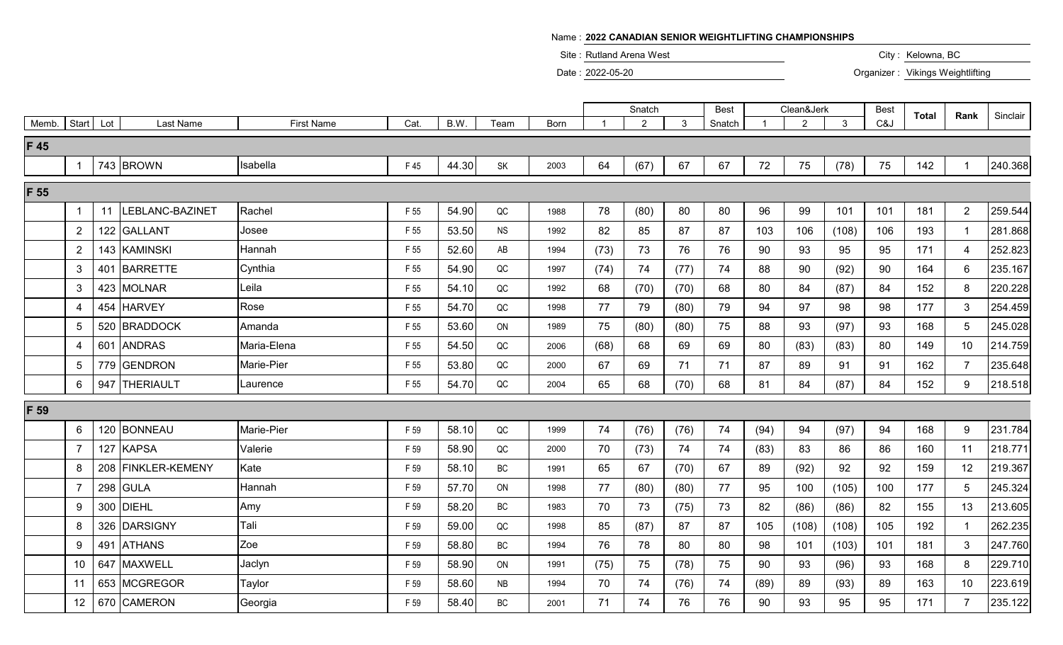Name : **2022 CANADIAN SENIOR WEIGHTLIFTING CHAMPIONSHIPS**

Site : Rutland Arena West

City : Kelowna, BC

Date : 2022-05-20

Organizer : Vikings Weightlifting

| | | | | | | | | | Snatch | | | Best | Clean&Jerk | | | Best | Total | Rank | Sinclair |
|---|---|---|---|---|---|---|---|---|---|---|---|---|---|---|---|---|---|---|---|
| Memb. | Start | Lot | Last Name | First Name | Cat. | B.W. | Team | Born | 1 | 2 | 3 | Snatch | 1 | 2 | 3 | C&J | | | |
| **F 45** | | | | | | | | | | | | | | | | | | | |
| | 1 | 743 | BROWN | Isabella | F 45 | 44.30 | SK | 2003 | 64 | (67) | 67 | 67 | 72 | 75 | (78) | 75 | 142 | 1 | 240.368 |
| **F 55** | | | | | | | | | | | | | | | | | | | |
| | 1 | 11 | LEBLANC-BAZINET | Rachel | F 55 | 54.90 | QC | 1988 | 78 | (80) | 80 | 80 | 96 | 99 | 101 | 101 | 181 | 2 | 259.544 |
| | 2 | 122 | GALLANT | Josee | F 55 | 53.50 | NS | 1992 | 82 | 85 | 87 | 87 | 103 | 106 | (108) | 106 | 193 | 1 | 281.868 |
| | 2 | 143 | KAMINSKI | Hannah | F 55 | 52.60 | AB | 1994 | (73) | 73 | 76 | 76 | 90 | 93 | 95 | 95 | 171 | 4 | 252.823 |
| | 3 | 401 | BARRETTE | Cynthia | F 55 | 54.90 | QC | 1997 | (74) | 74 | (77) | 74 | 88 | 90 | (92) | 90 | 164 | 6 | 235.167 |
| | 3 | 423 | MOLNAR | Leila | F 55 | 54.10 | QC | 1992 | 68 | (70) | (70) | 68 | 80 | 84 | (87) | 84 | 152 | 8 | 220.228 |
| | 4 | 454 | HARVEY | Rose | F 55 | 54.70 | QC | 1998 | 77 | 79 | (80) | 79 | 94 | 97 | 98 | 98 | 177 | 3 | 254.459 |
| | 5 | 520 | BRADDOCK | Amanda | F 55 | 53.60 | ON | 1989 | 75 | (80) | (80) | 75 | 88 | 93 | (97) | 93 | 168 | 5 | 245.028 |
| | 4 | 601 | ANDRAS | Maria-Elena | F 55 | 54.50 | QC | 2006 | (68) | 68 | 69 | 69 | 80 | (83) | (83) | 80 | 149 | 10 | 214.759 |
| | 5 | 779 | GENDRON | Marie-Pier | F 55 | 53.80 | QC | 2000 | 67 | 69 | 71 | 71 | 87 | 89 | 91 | 91 | 162 | 7 | 235.648 |
| | 6 | 947 | THERIAULT | Laurence | F 55 | 54.70 | QC | 2004 | 65 | 68 | (70) | 68 | 81 | 84 | (87) | 84 | 152 | 9 | 218.518 |
| **F 59** | | | | | | | | | | | | | | | | | | | |
| | 6 | 120 | BONNEAU | Marie-Pier | F 59 | 58.10 | QC | 1999 | 74 | (76) | (76) | 74 | (94) | 94 | (97) | 94 | 168 | 9 | 231.784 |
| | 7 | 127 | KAPSA | Valerie | F 59 | 58.90 | QC | 2000 | 70 | (73) | 74 | 74 | (83) | 83 | 86 | 86 | 160 | 11 | 218.771 |
| | 8 | 208 | FINKLER-KEMENY | Kate | F 59 | 58.10 | BC | 1991 | 65 | 67 | (70) | 67 | 89 | (92) | 92 | 92 | 159 | 12 | 219.367 |
| | 7 | 298 | GULA | Hannah | F 59 | 57.70 | ON | 1998 | 77 | (80) | (80) | 77 | 95 | 100 | (105) | 100 | 177 | 5 | 245.324 |
| | 9 | 300 | DIEHL | Amy | F 59 | 58.20 | BC | 1983 | 70 | 73 | (75) | 73 | 82 | (86) | (86) | 82 | 155 | 13 | 213.605 |
| | 8 | 326 | DARSIGNY | Tali | F 59 | 59.00 | QC | 1998 | 85 | (87) | 87 | 87 | 105 | (108) | (108) | 105 | 192 | 1 | 262.235 |
| | 9 | 491 | ATHANS | Zoe | F 59 | 58.80 | BC | 1994 | 76 | 78 | 80 | 80 | 98 | 101 | (103) | 101 | 181 | 3 | 247.760 |
| | 10 | 647 | MAXWELL | Jaclyn | F 59 | 58.90 | ON | 1991 | (75) | 75 | (78) | 75 | 90 | 93 | (96) | 93 | 168 | 8 | 229.710 |
| | 11 | 653 | MCGREGOR | Taylor | F 59 | 58.60 | NB | 1994 | 70 | 74 | (76) | 74 | (89) | 89 | (93) | 89 | 163 | 10 | 223.619 |
| | 12 | 670 | CAMERON | Georgia | F 59 | 58.40 | BC | 2001 | 71 | 74 | 76 | 76 | 90 | 93 | 95 | 95 | 171 | 7 | 235.122 |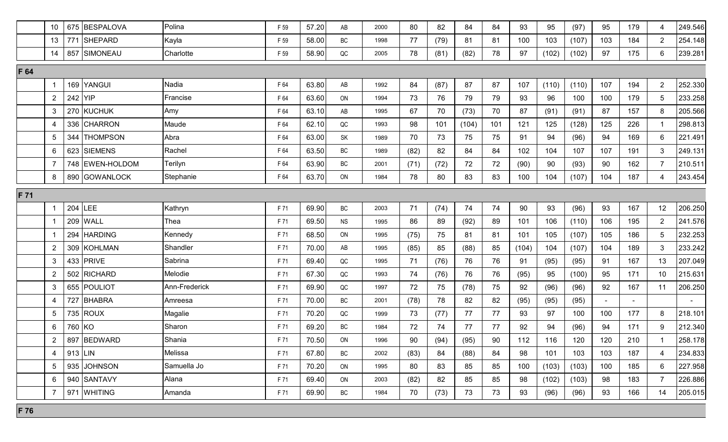| | | | | | | | | | | | | | | | | | | | | |
|---|---|---|---|---|---|---|---|---|---|---|---|---|---|---|---|---|---|---|---|---|
| | 10 | 675 | BESPALOVA | Polina | F 59 | 57.20 | AB | 2000 | 80 | 82 | 84 | 84 | 93 | 95 | (97) | 95 | 179 | 4 | 249.546 |
| | 13 | 771 | SHEPARD | Kayla | F 59 | 58.00 | BC | 1998 | 77 | (79) | 81 | 81 | 100 | 103 | (107) | 103 | 184 | 2 | 254.148 |
| | 14 | 857 | SIMONEAU | Charlotte | F 59 | 58.90 | QC | 2005 | 78 | (81) | (82) | 78 | 97 | (102) | (102) | 97 | 175 | 6 | 239.281 |
| **F 64** | | | | | | | | | | | | | | | | | | | |
| | 1 | 169 | YANGUI | Nadia | F 64 | 63.80 | AB | 1992 | 84 | (87) | 87 | 87 | 107 | (110) | (110) | 107 | 194 | 2 | 252.330 |
| | 2 | 242 | YIP | Francise | F 64 | 63.60 | ON | 1994 | 73 | 76 | 79 | 79 | 93 | 96 | 100 | 100 | 179 | 5 | 233.258 |
| | 3 | 270 | KUCHUK | Amy | F 64 | 63.10 | AB | 1995 | 67 | 70 | (73) | 70 | 87 | (91) | (91) | 87 | 157 | 8 | 205.566 |
| | 4 | 336 | CHARRON | Maude | F 64 | 62.10 | QC | 1993 | 98 | 101 | (104) | 101 | 121 | 125 | (128) | 125 | 226 | 1 | 298.813 |
| | 5 | 344 | THOMPSON | Abra | F 64 | 63.00 | SK | 1989 | 70 | 73 | 75 | 75 | 91 | 94 | (96) | 94 | 169 | 6 | 221.491 |
| | 6 | 623 | SIEMENS | Rachel | F 64 | 63.50 | BC | 1989 | (82) | 82 | 84 | 84 | 102 | 104 | 107 | 107 | 191 | 3 | 249.131 |
| | 7 | 748 | EWEN-HOLDOM | Terilyn | F 64 | 63.90 | BC | 2001 | (71) | (72) | 72 | 72 | (90) | 90 | (93) | 90 | 162 | 7 | 210.511 |
| | 8 | 890 | GOWANLOCK | Stephanie | F 64 | 63.70 | ON | 1984 | 78 | 80 | 83 | 83 | 100 | 104 | (107) | 104 | 187 | 4 | 243.454 |
| **F 71** | | | | | | | | | | | | | | | | | | | |
| | 1 | 204 | LEE | Kathryn | F 71 | 69.90 | BC | 2003 | 71 | (74) | 74 | 74 | 90 | 93 | (96) | 93 | 167 | 12 | 206.250 |
| | 1 | 209 | WALL | Thea | F 71 | 69.50 | NS | 1995 | 86 | 89 | (92) | 89 | 101 | 106 | (110) | 106 | 195 | 2 | 241.576 |
| | 1 | 294 | HARDING | Kennedy | F 71 | 68.50 | ON | 1995 | (75) | 75 | 81 | 81 | 101 | 105 | (107) | 105 | 186 | 5 | 232.253 |
| | 2 | 309 | KOHLMAN | Shandler | F 71 | 70.00 | AB | 1995 | (85) | 85 | (88) | 85 | (104) | 104 | (107) | 104 | 189 | 3 | 233.242 |
| | 3 | 433 | PRIVE | Sabrina | F 71 | 69.40 | QC | 1995 | 71 | (76) | 76 | 76 | 91 | (95) | (95) | 91 | 167 | 13 | 207.049 |
| | 2 | 502 | RICHARD | Melodie | F 71 | 67.30 | QC | 1993 | 74 | (76) | 76 | 76 | (95) | 95 | (100) | 95 | 171 | 10 | 215.631 |
| | 3 | 655 | POULIOT | Ann-Frederick | F 71 | 69.90 | QC | 1997 | 72 | 75 | (78) | 75 | 92 | (96) | (96) | 92 | 167 | 11 | 206.250 |
| | 4 | 727 | BHABRA | Amreesa | F 71 | 70.00 | BC | 2001 | (78) | 78 | 82 | 82 | (95) | (95) | (95) | - | - | | - |
| | 5 | 735 | ROUX | Magalie | F 71 | 70.20 | QC | 1999 | 73 | (77) | 77 | 77 | 93 | 97 | 100 | 100 | 177 | 8 | 218.101 |
| | 6 | 760 | KO | Sharon | F 71 | 69.20 | BC | 1984 | 72 | 74 | 77 | 77 | 92 | 94 | (96) | 94 | 171 | 9 | 212.340 |
| | 2 | 897 | BEDWARD | Shania | F 71 | 70.50 | ON | 1996 | 90 | (94) | (95) | 90 | 112 | 116 | 120 | 120 | 210 | 1 | 258.178 |
| | 4 | 913 | LIN | Melissa | F 71 | 67.80 | BC | 2002 | (83) | 84 | (88) | 84 | 98 | 101 | 103 | 103 | 187 | 4 | 234.833 |
| | 5 | 935 | JOHNSON | Samuella Jo | F 71 | 70.20 | ON | 1995 | 80 | 83 | 85 | 85 | 100 | (103) | (103) | 100 | 185 | 6 | 227.958 |
| | 6 | 940 | SANTAVY | Alana | F 71 | 69.40 | ON | 2003 | (82) | 82 | 85 | 85 | 98 | (102) | (103) | 98 | 183 | 7 | 226.886 |
| | 7 | 971 | WHITING | Amanda | F 71 | 69.90 | BC | 1984 | 70 | (73) | 73 | 73 | 93 | (96) | (96) | 93 | 166 | 14 | 205.015 |
| **F 76** | | | | | | | | | | | | | | | | | | | |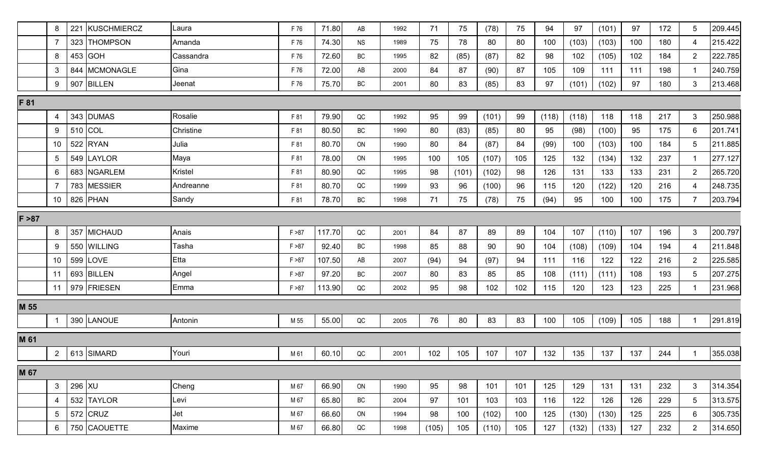| | | | | | | | | | | | | | | | | | | | | | |
|---|---|---|---|---|---|---|---|---|---|---|---|---|---|---|---|---|---|---|---|---|---|
| | 8 | 221 | KUSCHMIERCZ | Laura | F 76 | 71.80 | AB | 1992 | 71 | 75 | (78) | 75 | 94 | 97 | (101) | 97 | 172 | 5 | 209.445 |
| | 7 | 323 | THOMPSON | Amanda | F 76 | 74.30 | NS | 1989 | 75 | 78 | 80 | 80 | 100 | (103) | (103) | 100 | 180 | 4 | 215.422 |
| | 8 | 453 | GOH | Cassandra | F 76 | 72.60 | BC | 1995 | 82 | (85) | (87) | 82 | 98 | 102 | (105) | 102 | 184 | 2 | 222.785 |
| | 3 | 844 | MCMONAGLE | Gina | F 76 | 72.00 | AB | 2000 | 84 | 87 | (90) | 87 | 105 | 109 | 111 | 111 | 198 | 1 | 240.759 |
| | 9 | 907 | BILLEN | Jeenat | F 76 | 75.70 | BC | 2001 | 80 | 83 | (85) | 83 | 97 | (101) | (102) | 97 | 180 | 3 | 213.468 |
| **F 81** | | | | | | | | | | | | | | | | | | | |
| | 4 | 343 | DUMAS | Rosalie | F 81 | 79.90 | QC | 1992 | 95 | 99 | (101) | 99 | (118) | (118) | 118 | 118 | 217 | 3 | 250.988 |
| | 9 | 510 | COL | Christine | F 81 | 80.50 | BC | 1990 | 80 | (83) | (85) | 80 | 95 | (98) | (100) | 95 | 175 | 6 | 201.741 |
| | 10 | 522 | RYAN | Julia | F 81 | 80.70 | ON | 1990 | 80 | 84 | (87) | 84 | (99) | 100 | (103) | 100 | 184 | 5 | 211.885 |
| | 5 | 549 | LAYLOR | Maya | F 81 | 78.00 | ON | 1995 | 100 | 105 | (107) | 105 | 125 | 132 | (134) | 132 | 237 | 1 | 277.127 |
| | 6 | 683 | NGARLEM | Kristel | F 81 | 80.90 | QC | 1995 | 98 | (101) | (102) | 98 | 126 | 131 | 133 | 133 | 231 | 2 | 265.720 |
| | 7 | 783 | MESSIER | Andreanne | F 81 | 80.70 | QC | 1999 | 93 | 96 | (100) | 96 | 115 | 120 | (122) | 120 | 216 | 4 | 248.735 |
| | 10 | 826 | PHAN | Sandy | F 81 | 78.70 | BC | 1998 | 71 | 75 | (78) | 75 | (94) | 95 | 100 | 100 | 175 | 7 | 203.794 |
| **F >87** | | | | | | | | | | | | | | | | | | | |
| | 8 | 357 | MICHAUD | Anais | F >87 | 117.70 | QC | 2001 | 84 | 87 | 89 | 89 | 104 | 107 | (110) | 107 | 196 | 3 | 200.797 |
| | 9 | 550 | WILLING | Tasha | F >87 | 92.40 | BC | 1998 | 85 | 88 | 90 | 90 | 104 | (108) | (109) | 104 | 194 | 4 | 211.848 |
| | 10 | 599 | LOVE | Etta | F >87 | 107.50 | AB | 2007 | (94) | 94 | (97) | 94 | 111 | 116 | 122 | 122 | 216 | 2 | 225.585 |
| | 11 | 693 | BILLEN | Angel | F >87 | 97.20 | BC | 2007 | 80 | 83 | 85 | 85 | 108 | (111) | (111) | 108 | 193 | 5 | 207.275 |
| | 11 | 979 | FRIESEN | Emma | F >87 | 113.90 | QC | 2002 | 95 | 98 | 102 | 102 | 115 | 120 | 123 | 123 | 225 | 1 | 231.968 |
| **M 55** | | | | | | | | | | | | | | | | | | | |
| | 1 | 390 | LANOUE | Antonin | M 55 | 55.00 | QC | 2005 | 76 | 80 | 83 | 83 | 100 | 105 | (109) | 105 | 188 | 1 | 291.819 |
| **M 61** | | | | | | | | | | | | | | | | | | | |
| | 2 | 613 | SIMARD | Youri | M 61 | 60.10 | QC | 2001 | 102 | 105 | 107 | 107 | 132 | 135 | 137 | 137 | 244 | 1 | 355.038 |
| **M 67** | | | | | | | | | | | | | | | | | | | |
| | 3 | 296 | XU | Cheng | M 67 | 66.90 | ON | 1990 | 95 | 98 | 101 | 101 | 125 | 129 | 131 | 131 | 232 | 3 | 314.354 |
| | 4 | 532 | TAYLOR | Levi | M 67 | 65.80 | BC | 2004 | 97 | 101 | 103 | 103 | 116 | 122 | 126 | 126 | 229 | 5 | 313.575 |
| | 5 | 572 | CRUZ | Jet | M 67 | 66.60 | ON | 1994 | 98 | 100 | (102) | 100 | 125 | (130) | (130) | 125 | 225 | 6 | 305.735 |
| | 6 | 750 | CAOUETTE | Maxime | M 67 | 66.80 | QC | 1998 | (105) | 105 | (110) | 105 | 127 | (132) | (133) | 127 | 232 | 2 | 314.650 |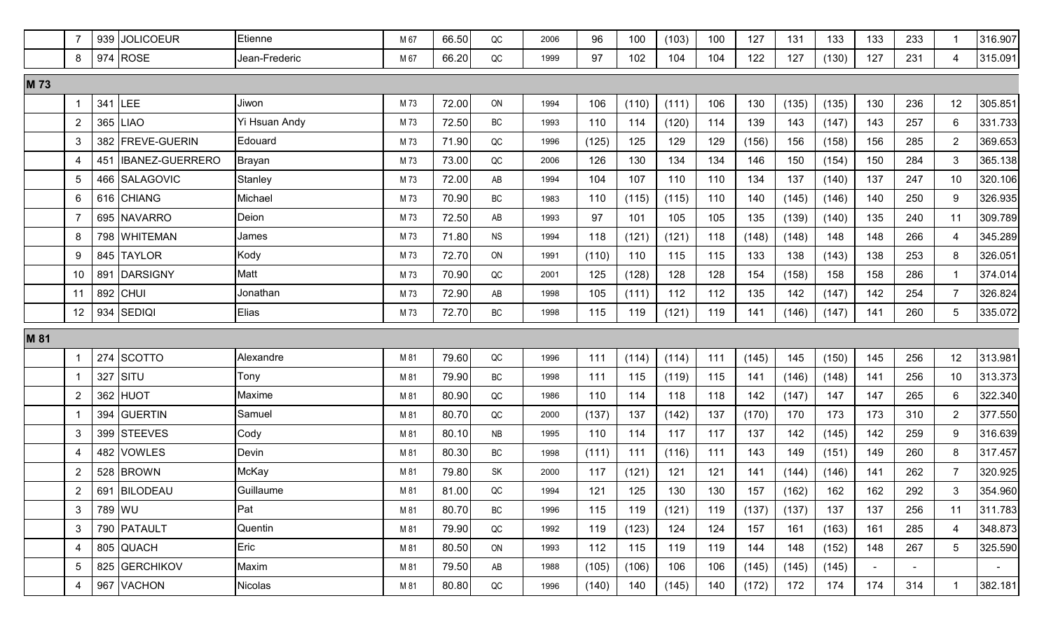| | | | | | | | | | | | | | | | | | | | | |
|---|---|---|---|---|---|---|---|---|---|---|---|---|---|---|---|---|---|---|---|---|
| | 7 | 939 | JOLICOEUR | Etienne | M 67 | 66.50 | QC | 2006 | 96 | 100 | (103) | 100 | 127 | 131 | 133 | 133 | 233 | 1 | 316.907 |
| | 8 | 974 | ROSE | Jean-Frederic | M 67 | 66.20 | QC | 1999 | 97 | 102 | 104 | 104 | 122 | 127 | (130) | 127 | 231 | 4 | 315.091 |
| **M 73** | | | | | | | | | | | | | | | | | | | |
| | 1 | 341 | LEE | Jiwon | M 73 | 72.00 | ON | 1994 | 106 | (110) | (111) | 106 | 130 | (135) | (135) | 130 | 236 | 12 | 305.851 |
| | 2 | 365 | LIAO | Yi Hsuan Andy | M 73 | 72.50 | BC | 1993 | 110 | 114 | (120) | 114 | 139 | 143 | (147) | 143 | 257 | 6 | 331.733 |
| | 3 | 382 | FREVE-GUERIN | Edouard | M 73 | 71.90 | QC | 1996 | (125) | 125 | 129 | 129 | (156) | 156 | (158) | 156 | 285 | 2 | 369.653 |
| | 4 | 451 | IBANEZ-GUERRERO | Brayan | M 73 | 73.00 | QC | 2006 | 126 | 130 | 134 | 134 | 146 | 150 | (154) | 150 | 284 | 3 | 365.138 |
| | 5 | 466 | SALAGOVIC | Stanley | M 73 | 72.00 | AB | 1994 | 104 | 107 | 110 | 110 | 134 | 137 | (140) | 137 | 247 | 10 | 320.106 |
| | 6 | 616 | CHIANG | Michael | M 73 | 70.90 | BC | 1983 | 110 | (115) | (115) | 110 | 140 | (145) | (146) | 140 | 250 | 9 | 326.935 |
| | 7 | 695 | NAVARRO | Deion | M 73 | 72.50 | AB | 1993 | 97 | 101 | 105 | 105 | 135 | (139) | (140) | 135 | 240 | 11 | 309.789 |
| | 8 | 798 | WHITEMAN | James | M 73 | 71.80 | NS | 1994 | 118 | (121) | (121) | 118 | (148) | (148) | 148 | 148 | 266 | 4 | 345.289 |
| | 9 | 845 | TAYLOR | Kody | M 73 | 72.70 | ON | 1991 | (110) | 110 | 115 | 115 | 133 | 138 | (143) | 138 | 253 | 8 | 326.051 |
| | 10 | 891 | DARSIGNY | Matt | M 73 | 70.90 | QC | 2001 | 125 | (128) | 128 | 128 | 154 | (158) | 158 | 158 | 286 | 1 | 374.014 |
| | 11 | 892 | CHUI | Jonathan | M 73 | 72.90 | AB | 1998 | 105 | (111) | 112 | 112 | 135 | 142 | (147) | 142 | 254 | 7 | 326.824 |
| | 12 | 934 | SEDIQI | Elias | M 73 | 72.70 | BC | 1998 | 115 | 119 | (121) | 119 | 141 | (146) | (147) | 141 | 260 | 5 | 335.072 |
| **M 81** | | | | | | | | | | | | | | | | | | | |
| | 1 | 274 | SCOTTO | Alexandre | M 81 | 79.60 | QC | 1996 | 111 | (114) | (114) | 111 | (145) | 145 | (150) | 145 | 256 | 12 | 313.981 |
| | 1 | 327 | SITU | Tony | M 81 | 79.90 | BC | 1998 | 111 | 115 | (119) | 115 | 141 | (146) | (148) | 141 | 256 | 10 | 313.373 |
| | 2 | 362 | HUOT | Maxime | M 81 | 80.90 | QC | 1986 | 110 | 114 | 118 | 118 | 142 | (147) | 147 | 147 | 265 | 6 | 322.340 |
| | 1 | 394 | GUERTIN | Samuel | M 81 | 80.70 | QC | 2000 | (137) | 137 | (142) | 137 | (170) | 170 | 173 | 173 | 310 | 2 | 377.550 |
| | 3 | 399 | STEEVES | Cody | M 81 | 80.10 | NB | 1995 | 110 | 114 | 117 | 117 | 137 | 142 | (145) | 142 | 259 | 9 | 316.639 |
| | 4 | 482 | VOWLES | Devin | M 81 | 80.30 | BC | 1998 | (111) | 111 | (116) | 111 | 143 | 149 | (151) | 149 | 260 | 8 | 317.457 |
| | 2 | 528 | BROWN | McKay | M 81 | 79.80 | SK | 2000 | 117 | (121) | 121 | 121 | 141 | (144) | (146) | 141 | 262 | 7 | 320.925 |
| | 2 | 691 | BILODEAU | Guillaume | M 81 | 81.00 | QC | 1994 | 121 | 125 | 130 | 130 | 157 | (162) | 162 | 162 | 292 | 3 | 354.960 |
| | 3 | 789 | WU | Pat | M 81 | 80.70 | BC | 1996 | 115 | 119 | (121) | 119 | (137) | (137) | 137 | 137 | 256 | 11 | 311.783 |
| | 3 | 790 | PATAULT | Quentin | M 81 | 79.90 | QC | 1992 | 119 | (123) | 124 | 124 | 157 | 161 | (163) | 161 | 285 | 4 | 348.873 |
| | 4 | 805 | QUACH | Eric | M 81 | 80.50 | ON | 1993 | 112 | 115 | 119 | 119 | 144 | 148 | (152) | 148 | 267 | 5 | 325.590 |
| | 5 | 825 | GERCHIKOV | Maxim | M 81 | 79.50 | AB | 1988 | (105) | (106) | 106 | 106 | (145) | (145) | (145) | - | - | | - |
| | 4 | 967 | VACHON | Nicolas | M 81 | 80.80 | QC | 1996 | (140) | 140 | (145) | 140 | (172) | 172 | 174 | 174 | 314 | 1 | 382.181 |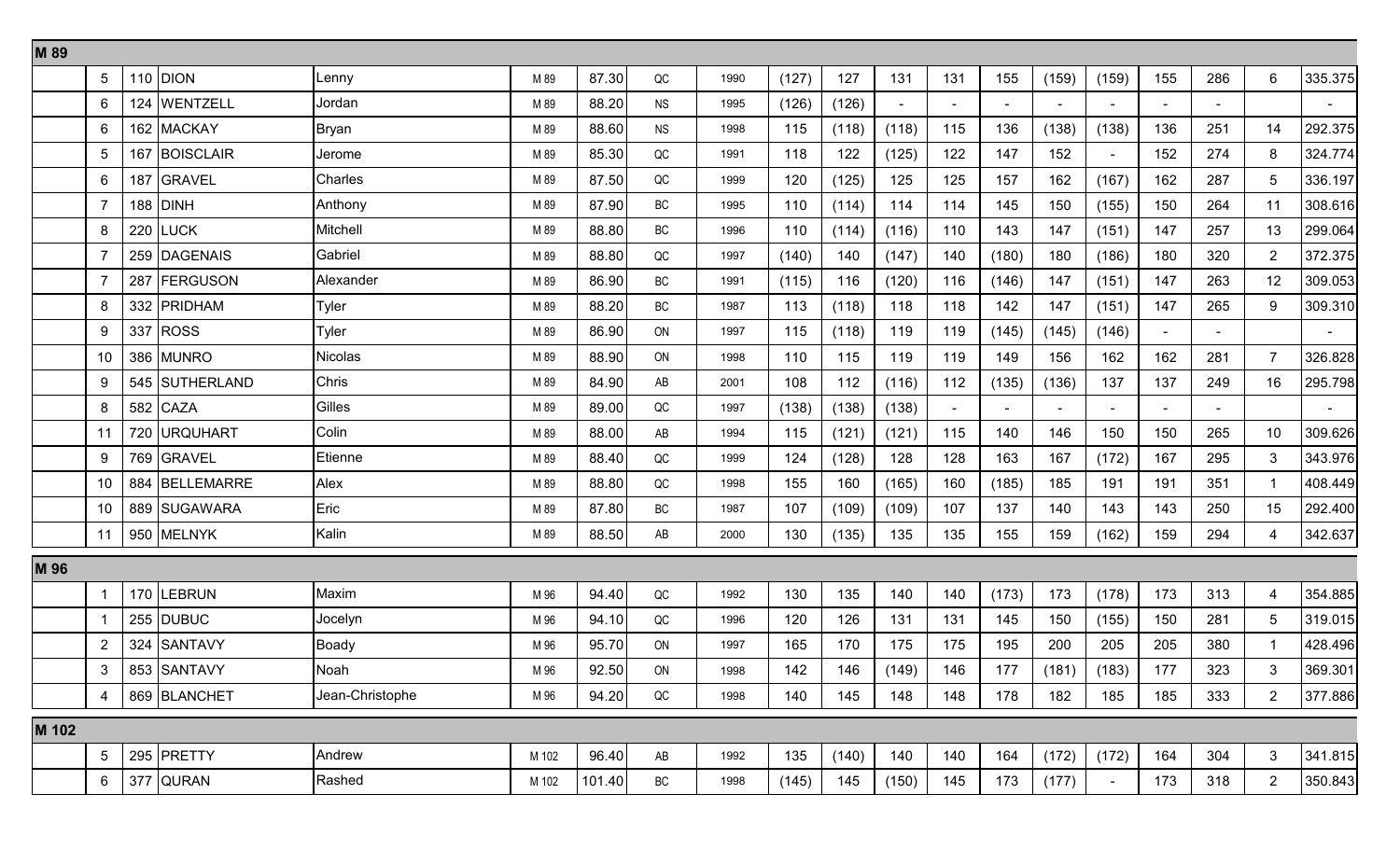| | | | | | | | | | | | | | | | | | | | | |
|---|---|---|---|---|---|---|---|---|---|---|---|---|---|---|---|---|---|---|---|---|
| **M 89** | | | | | | | | | | | | | | | | | | | | |
| | 5 | 110 | DION | Lenny | M 89 | 87.30 | QC | 1990 | (127) | 127 | 131 | 131 | 155 | (159) | (159) | 155 | 286 | 6 | 335.375 |
| | 6 | 124 | WENTZELL | Jordan | M 89 | 88.20 | NS | 1995 | (126) | (126) | - | - | - | - | - | - | - | | - |
| | 6 | 162 | MACKAY | Bryan | M 89 | 88.60 | NS | 1998 | 115 | (118) | (118) | 115 | 136 | (138) | (138) | 136 | 251 | 14 | 292.375 |
| | 5 | 167 | BOISCLAIR | Jerome | M 89 | 85.30 | QC | 1991 | 118 | 122 | (125) | 122 | 147 | 152 | - | 152 | 274 | 8 | 324.774 |
| | 6 | 187 | GRAVEL | Charles | M 89 | 87.50 | QC | 1999 | 120 | (125) | 125 | 125 | 157 | 162 | (167) | 162 | 287 | 5 | 336.197 |
| | 7 | 188 | DINH | Anthony | M 89 | 87.90 | BC | 1995 | 110 | (114) | 114 | 114 | 145 | 150 | (155) | 150 | 264 | 11 | 308.616 |
| | 8 | 220 | LUCK | Mitchell | M 89 | 88.80 | BC | 1996 | 110 | (114) | (116) | 110 | 143 | 147 | (151) | 147 | 257 | 13 | 299.064 |
| | 7 | 259 | DAGENAIS | Gabriel | M 89 | 88.80 | QC | 1997 | (140) | 140 | (147) | 140 | (180) | 180 | (186) | 180 | 320 | 2 | 372.375 |
| | 7 | 287 | FERGUSON | Alexander | M 89 | 86.90 | BC | 1991 | (115) | 116 | (120) | 116 | (146) | 147 | (151) | 147 | 263 | 12 | 309.053 |
| | 8 | 332 | PRIDHAM | Tyler | M 89 | 88.20 | BC | 1987 | 113 | (118) | 118 | 118 | 142 | 147 | (151) | 147 | 265 | 9 | 309.310 |
| | 9 | 337 | ROSS | Tyler | M 89 | 86.90 | ON | 1997 | 115 | (118) | 119 | 119 | (145) | (145) | (146) | - | - | | - |
| | 10 | 386 | MUNRO | Nicolas | M 89 | 88.90 | ON | 1998 | 110 | 115 | 119 | 119 | 149 | 156 | 162 | 162 | 281 | 7 | 326.828 |
| | 9 | 545 | SUTHERLAND | Chris | M 89 | 84.90 | AB | 2001 | 108 | 112 | (116) | 112 | (135) | (136) | 137 | 137 | 249 | 16 | 295.798 |
| | 8 | 582 | CAZA | Gilles | M 89 | 89.00 | QC | 1997 | (138) | (138) | (138) | - | - | - | - | - | - | | - |
| | 11 | 720 | URQUHART | Colin | M 89 | 88.00 | AB | 1994 | 115 | (121) | (121) | 115 | 140 | 146 | 150 | 150 | 265 | 10 | 309.626 |
| | 9 | 769 | GRAVEL | Etienne | M 89 | 88.40 | QC | 1999 | 124 | (128) | 128 | 128 | 163 | 167 | (172) | 167 | 295 | 3 | 343.976 |
| | 10 | 884 | BELLEMARRE | Alex | M 89 | 88.80 | QC | 1998 | 155 | 160 | (165) | 160 | (185) | 185 | 191 | 191 | 351 | 1 | 408.449 |
| | 10 | 889 | SUGAWARA | Eric | M 89 | 87.80 | BC | 1987 | 107 | (109) | (109) | 107 | 137 | 140 | 143 | 143 | 250 | 15 | 292.400 |
| | 11 | 950 | MELNYK | Kalin | M 89 | 88.50 | AB | 2000 | 130 | (135) | 135 | 135 | 155 | 159 | (162) | 159 | 294 | 4 | 342.637 |
| **M 96** | | | | | | | | | | | | | | | | | | | | |
| | 1 | 170 | LEBRUN | Maxim | M 96 | 94.40 | QC | 1992 | 130 | 135 | 140 | 140 | (173) | 173 | (178) | 173 | 313 | 4 | 354.885 |
| | 1 | 255 | DUBUC | Jocelyn | M 96 | 94.10 | QC | 1996 | 120 | 126 | 131 | 131 | 145 | 150 | (155) | 150 | 281 | 5 | 319.015 |
| | 2 | 324 | SANTAVY | Boady | M 96 | 95.70 | ON | 1997 | 165 | 170 | 175 | 175 | 195 | 200 | 205 | 205 | 380 | 1 | 428.496 |
| | 3 | 853 | SANTAVY | Noah | M 96 | 92.50 | ON | 1998 | 142 | 146 | (149) | 146 | 177 | (181) | (183) | 177 | 323 | 3 | 369.301 |
| | 4 | 869 | BLANCHET | Jean-Christophe | M 96 | 94.20 | QC | 1998 | 140 | 145 | 148 | 148 | 178 | 182 | 185 | 185 | 333 | 2 | 377.886 |
| **M 102** | | | | | | | | | | | | | | | | | | | | |
| | 5 | 295 | PRETTY | Andrew | M 102 | 96.40 | AB | 1992 | 135 | (140) | 140 | 140 | 164 | (172) | (172) | 164 | 304 | 3 | 341.815 |
| | 6 | 377 | QURAN | Rashed | M 102 | 101.40 | BC | 1998 | (145) | 145 | (150) | 145 | 173 | (177) | - | 173 | 318 | 2 | 350.843 |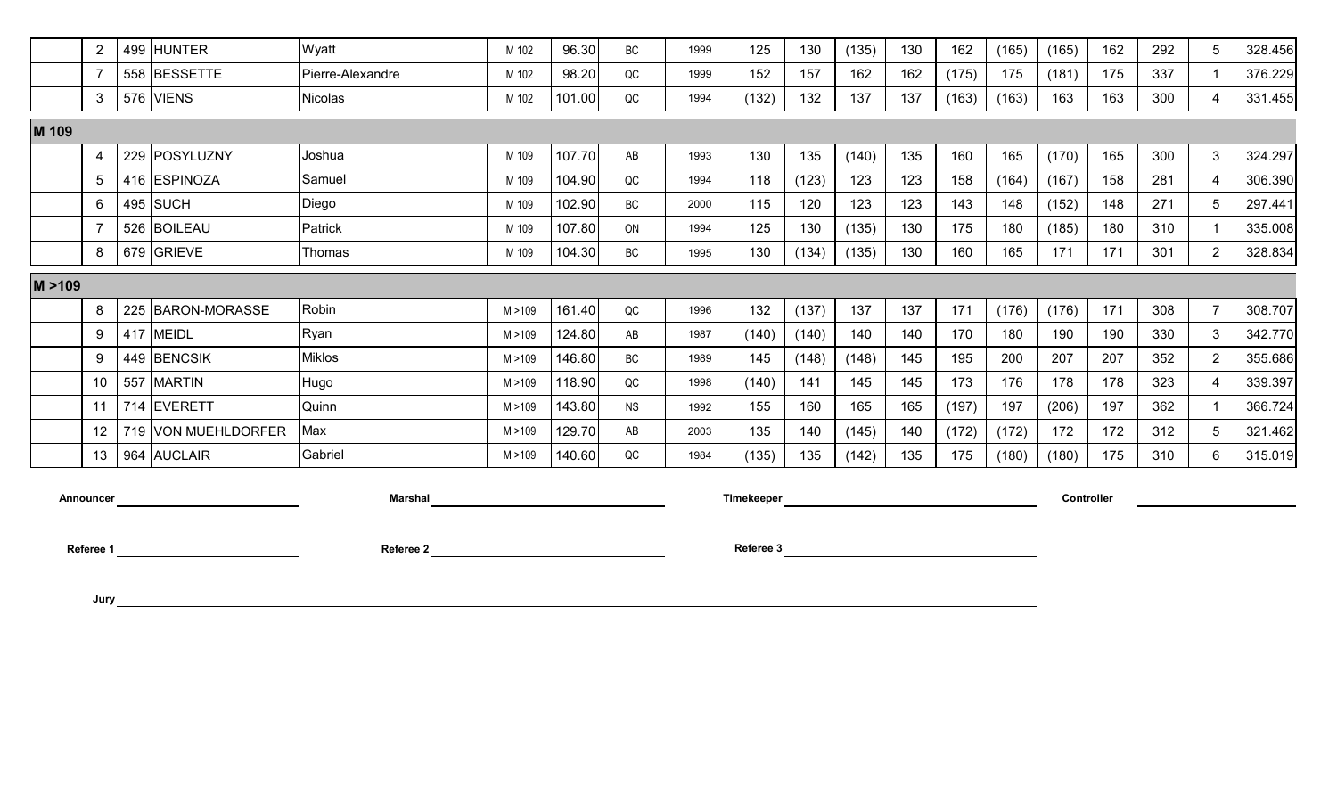| | | | | | | | | | | | | | | | | | | | | | |
|---|---|---|---|---|---|---|---|---|---|---|---|---|---|---|---|---|---|---|---|---|---|
| | 2 | 499 | HUNTER | Wyatt | M 102 | 96.30 | BC | 1999 | 125 | 130 | (135) | 130 | 162 | (165) | (165) | 162 | 292 | 5 | 328.456 |
| | 7 | 558 | BESSETTE | Pierre-Alexandre | M 102 | 98.20 | QC | 1999 | 152 | 157 | 162 | 162 | (175) | 175 | (181) | 175 | 337 | 1 | 376.229 |
| | 3 | 576 | VIENS | Nicolas | M 102 | 101.00 | QC | 1994 | (132) | 132 | 137 | 137 | (163) | (163) | 163 | 163 | 300 | 4 | 331.455 |
| **M 109** | | | | | | | | | | | | | | | | | | | |
| | 4 | 229 | POSYLUZNY | Joshua | M 109 | 107.70 | AB | 1993 | 130 | 135 | (140) | 135 | 160 | 165 | (170) | 165 | 300 | 3 | 324.297 |
| | 5 | 416 | ESPINOZA | Samuel | M 109 | 104.90 | QC | 1994 | 118 | (123) | 123 | 123 | 158 | (164) | (167) | 158 | 281 | 4 | 306.390 |
| | 6 | 495 | SUCH | Diego | M 109 | 102.90 | BC | 2000 | 115 | 120 | 123 | 123 | 143 | 148 | (152) | 148 | 271 | 5 | 297.441 |
| | 7 | 526 | BOILEAU | Patrick | M 109 | 107.80 | ON | 1994 | 125 | 130 | (135) | 130 | 175 | 180 | (185) | 180 | 310 | 1 | 335.008 |
| | 8 | 679 | GRIEVE | Thomas | M 109 | 104.30 | BC | 1995 | 130 | (134) | (135) | 130 | 160 | 165 | 171 | 171 | 301 | 2 | 328.834 |
| **M >109** | | | | | | | | | | | | | | | | | | | |
| | 8 | 225 | BARON-MORASSE | Robin | M >109 | 161.40 | QC | 1996 | 132 | (137) | 137 | 137 | 171 | (176) | (176) | 171 | 308 | 7 | 308.707 |
| | 9 | 417 | MEIDL | Ryan | M >109 | 124.80 | AB | 1987 | (140) | (140) | 140 | 140 | 170 | 180 | 190 | 190 | 330 | 3 | 342.770 |
| | 9 | 449 | BENCSIK | Miklos | M >109 | 146.80 | BC | 1989 | 145 | (148) | (148) | 145 | 195 | 200 | 207 | 207 | 352 | 2 | 355.686 |
| | 10 | 557 | MARTIN | Hugo | M >109 | 118.90 | QC | 1998 | (140) | 141 | 145 | 145 | 173 | 176 | 178 | 178 | 323 | 4 | 339.397 |
| | 11 | 714 | EVERETT | Quinn | M >109 | 143.80 | NS | 1992 | 155 | 160 | 165 | 165 | (197) | 197 | (206) | 197 | 362 | 1 | 366.724 |
| | 12 | 719 | VON MUEHLDORFER | Max | M >109 | 129.70 | AB | 2003 | 135 | 140 | (145) | 140 | (172) | (172) | 172 | 172 | 312 | 5 | 321.462 |
| | 13 | 964 | AUCLAIR | Gabriel | M >109 | 140.60 | QC | 1984 | (135) | 135 | (142) | 135 | 175 | (180) | (180) | 175 | 310 | 6 | 315.019 |

**Announcer** ______________ **Marshal** ______________ **Timekeeper** ______________ **Controller** ______________

**Referee 1** ______________ **Referee 2** ______________ **Referee 3** ______________

**Jury** ______________